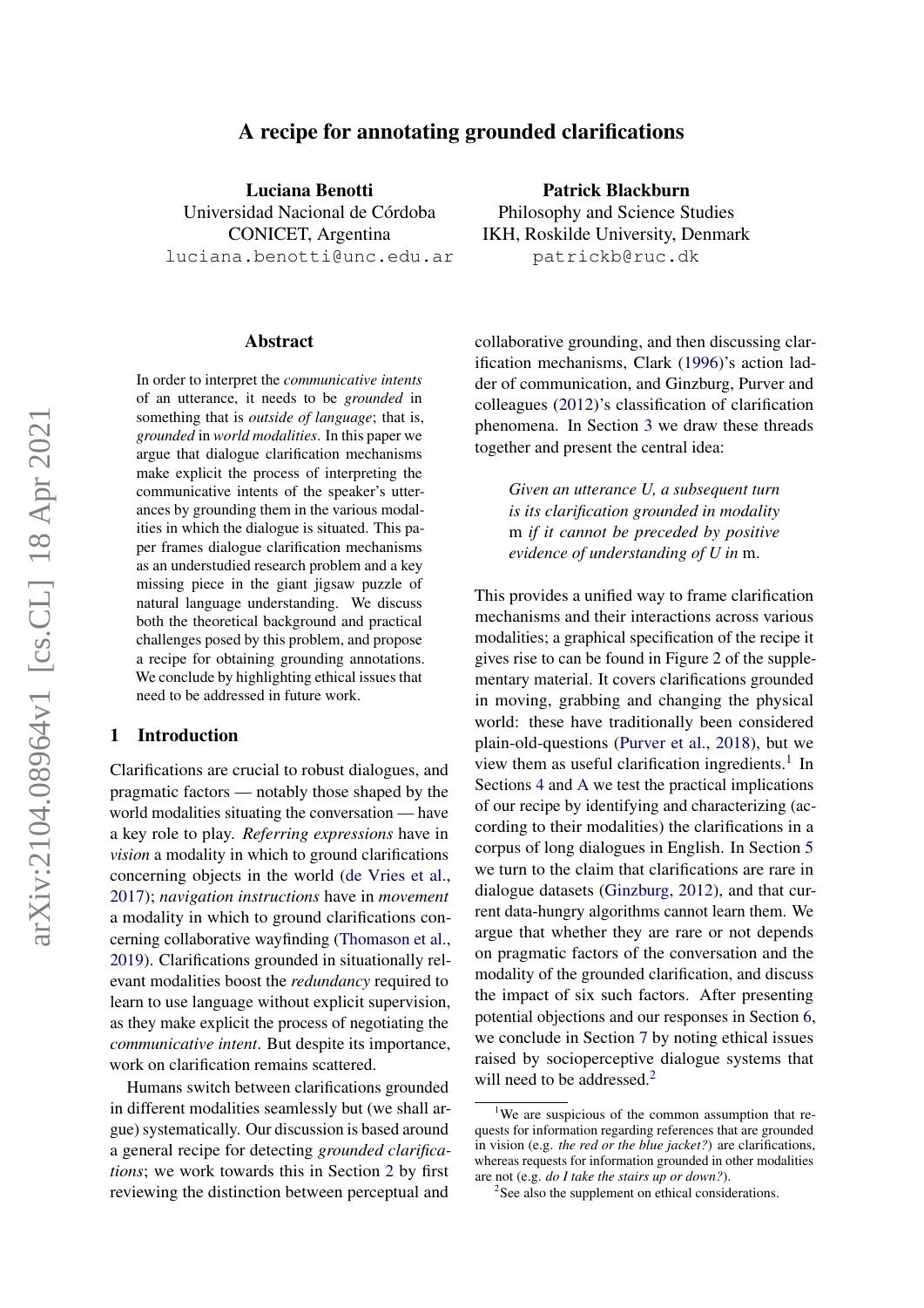# A recipe for annotating grounded clarifications

**Luciana Benotti**
Universidad Nacional de Córdoba
CONICET, Argentina
luciana.benotti@unc.edu.ar

**Patrick Blackburn**
Philosophy and Science Studies
IKH, Roskilde University, Denmark
patrickb@ruc.dk

## Abstract

In order to interpret the *communicative intents* of an utterance, it needs to be *grounded* in something that is *outside of language*; that is, *grounded* in *world modalities*. In this paper we argue that dialogue clarification mechanisms make explicit the process of interpreting the communicative intents of the speaker's utterances by grounding them in the various modalities in which the dialogue is situated. This paper frames dialogue clarification mechanisms as an understudied research problem and a key missing piece in the giant jigsaw puzzle of natural language understanding. We discuss both the theoretical background and practical challenges posed by this problem, and propose a recipe for obtaining grounding annotations. We conclude by highlighting ethical issues that need to be addressed in future work.

## 1 Introduction

Clarifications are crucial to robust dialogues, and pragmatic factors — notably those shaped by the world modalities situating the conversation — have a key role to play. *Referring expressions* have in *vision* a modality in which to ground clarifications concerning objects in the world (de Vries et al., 2017); *navigation instructions* have in *movement* a modality in which to ground clarifications concerning collaborative wayfinding (Thomason et al., 2019). Clarifications grounded in situationally relevant modalities boost the *redundancy* required to learn to use language without explicit supervision, as they make explicit the process of negotiating the *communicative intent*. But despite its importance, work on clarification remains scattered.

Humans switch between clarifications grounded in different modalities seamlessly but (we shall argue) systematically. Our discussion is based around a general recipe for detecting *grounded clarifications*; we work towards this in Section 2 by first reviewing the distinction between perceptual and collaborative grounding, and then discussing clarification mechanisms, Clark (1996)'s action ladder of communication, and Ginzburg, Purver and colleagues (2012)'s classification of clarification phenomena. In Section 3 we draw these threads together and present the central idea:

> *Given an utterance U, a subsequent turn is its clarification grounded in modality* m *if it cannot be preceded by positive evidence of understanding of U in* m.

This provides a unified way to frame clarification mechanisms and their interactions across various modalities; a graphical specification of the recipe it gives rise to can be found in Figure 2 of the supplementary material. It covers clarifications grounded in moving, grabbing and changing the physical world: these have traditionally been considered plain-old-questions (Purver et al., 2018), but we view them as useful clarification ingredients.[1] In Sections 4 and A we test the practical implications of our recipe by identifying and characterizing (according to their modalities) the clarifications in a corpus of long dialogues in English. In Section 5 we turn to the claim that clarifications are rare in dialogue datasets (Ginzburg, 2012), and that current data-hungry algorithms cannot learn them. We argue that whether they are rare or not depends on pragmatic factors of the conversation and the modality of the grounded clarification, and discuss the impact of six such factors. After presenting potential objections and our responses in Section 6, we conclude in Section 7 by noting ethical issues raised by socioperceptive dialogue systems that will need to be addressed.[2]

[1] We are suspicious of the common assumption that requests for information regarding references that are grounded in vision (e.g. *the red or the blue jacket?*) are clarifications, whereas requests for information grounded in other modalities are not (e.g. *do I take the stairs up or down?*).

[2] See also the supplement on ethical considerations.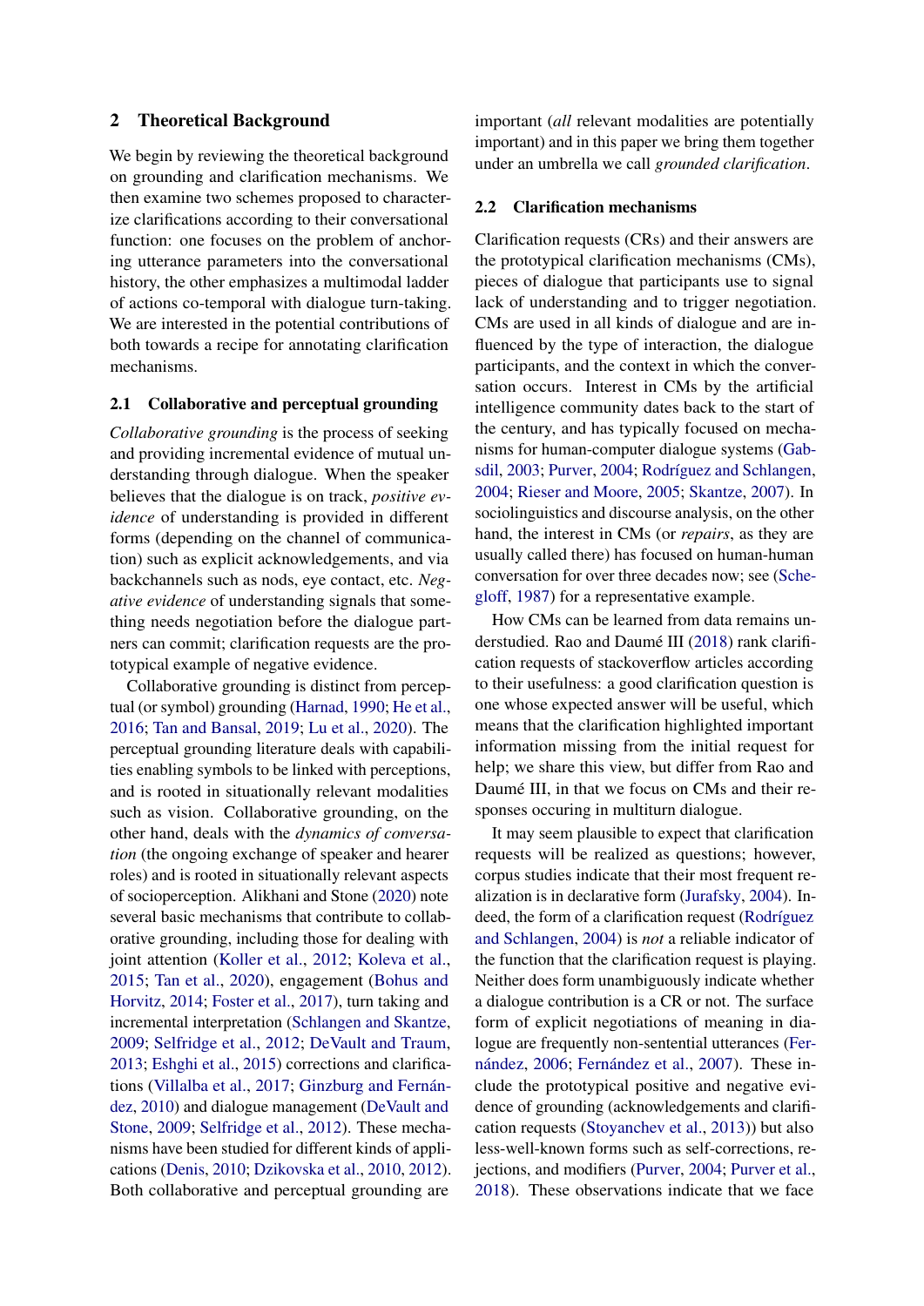## 2 Theoretical Background

We begin by reviewing the theoretical background on grounding and clarification mechanisms. We then examine two schemes proposed to characterize clarifications according to their conversational function: one focuses on the problem of anchoring utterance parameters into the conversational history, the other emphasizes a multimodal ladder of actions co-temporal with dialogue turn-taking. We are interested in the potential contributions of both towards a recipe for annotating clarification mechanisms.

### 2.1 Collaborative and perceptual grounding

*Collaborative grounding* is the process of seeking and providing incremental evidence of mutual understanding through dialogue. When the speaker believes that the dialogue is on track, *positive evidence* of understanding is provided in different forms (depending on the channel of communication) such as explicit acknowledgements, and via backchannels such as nods, eye contact, etc. *Negative evidence* of understanding signals that something needs negotiation before the dialogue partners can commit; clarification requests are the prototypical example of negative evidence.

Collaborative grounding is distinct from perceptual (or symbol) grounding (Harnad, 1990; He et al., 2016; Tan and Bansal, 2019; Lu et al., 2020). The perceptual grounding literature deals with capabilities enabling symbols to be linked with perceptions, and is rooted in situationally relevant modalities such as vision. Collaborative grounding, on the other hand, deals with the *dynamics of conversation* (the ongoing exchange of speaker and hearer roles) and is rooted in situationally relevant aspects of socioperception. Alikhani and Stone (2020) note several basic mechanisms that contribute to collaborative grounding, including those for dealing with joint attention (Koller et al., 2012; Koleva et al., 2015; Tan et al., 2020), engagement (Bohus and Horvitz, 2014; Foster et al., 2017), turn taking and incremental interpretation (Schlangen and Skantze, 2009; Selfridge et al., 2012; DeVault and Traum, 2013; Eshghi et al., 2015) corrections and clarifications (Villalba et al., 2017; Ginzburg and Fernández, 2010) and dialogue management (DeVault and Stone, 2009; Selfridge et al., 2012). These mechanisms have been studied for different kinds of applications (Denis, 2010; Dzikovska et al., 2010, 2012). Both collaborative and perceptual grounding are important (*all* relevant modalities are potentially important) and in this paper we bring them together under an umbrella we call *grounded clarification*.

### 2.2 Clarification mechanisms

Clarification requests (CRs) and their answers are the prototypical clarification mechanisms (CMs), pieces of dialogue that participants use to signal lack of understanding and to trigger negotiation. CMs are used in all kinds of dialogue and are influenced by the type of interaction, the dialogue participants, and the context in which the conversation occurs. Interest in CMs by the artificial intelligence community dates back to the start of the century, and has typically focused on mechanisms for human-computer dialogue systems (Gabsdil, 2003; Purver, 2004; Rodríguez and Schlangen, 2004; Rieser and Moore, 2005; Skantze, 2007). In sociolinguistics and discourse analysis, on the other hand, the interest in CMs (or *repairs*, as they are usually called there) has focused on human-human conversation for over three decades now; see (Schegloff, 1987) for a representative example.

How CMs can be learned from data remains understudied. Rao and Daumé III (2018) rank clarification requests of stackoverflow articles according to their usefulness: a good clarification question is one whose expected answer will be useful, which means that the clarification highlighted important information missing from the initial request for help; we share this view, but differ from Rao and Daumé III, in that we focus on CMs and their responses occuring in multiturn dialogue.

It may seem plausible to expect that clarification requests will be realized as questions; however, corpus studies indicate that their most frequent realization is in declarative form (Jurafsky, 2004). Indeed, the form of a clarification request (Rodríguez and Schlangen, 2004) is *not* a reliable indicator of the function that the clarification request is playing. Neither does form unambiguously indicate whether a dialogue contribution is a CR or not. The surface form of explicit negotiations of meaning in dialogue are frequently non-sentential utterances (Fernández, 2006; Fernández et al., 2007). These include the prototypical positive and negative evidence of grounding (acknowledgements and clarification requests (Stoyanchev et al., 2013)) but also less-well-known forms such as self-corrections, rejections, and modifiers (Purver, 2004; Purver et al., 2018). These observations indicate that we face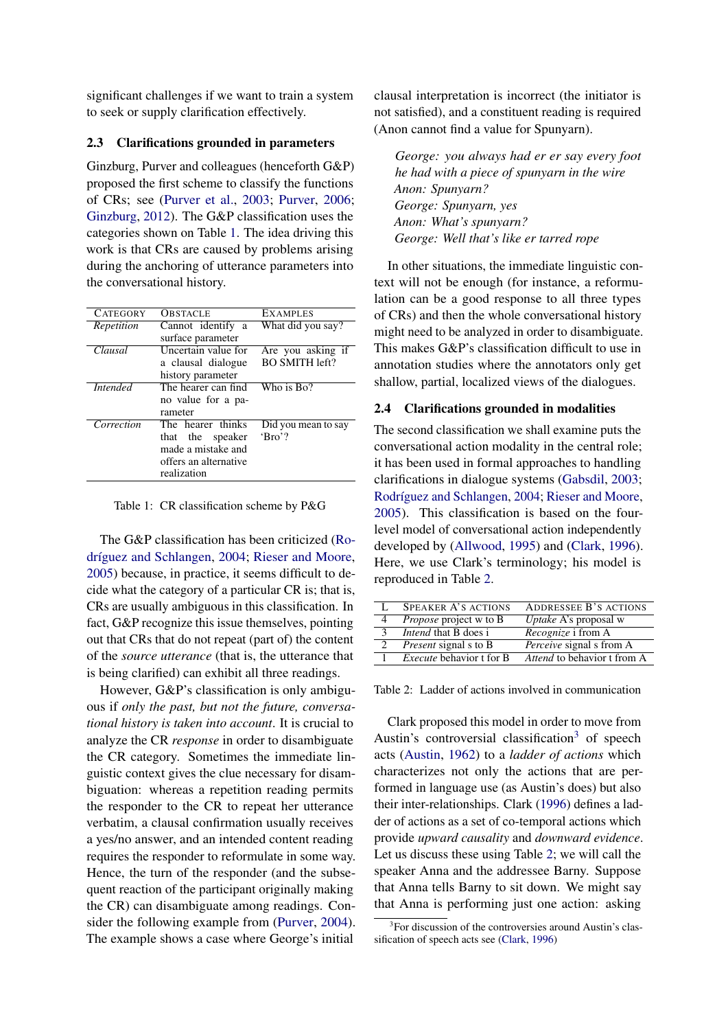significant challenges if we want to train a system to seek or supply clarification effectively.

### 2.3 Clarifications grounded in parameters

Ginzburg, Purver and colleagues (henceforth G&P) proposed the first scheme to classify the functions of CRs; see (Purver et al., 2003; Purver, 2006; Ginzburg, 2012). The G&P classification uses the categories shown on Table 1. The idea driving this work is that CRs are caused by problems arising during the anchoring of utterance parameters into the conversational history.

| CATEGORY | OBSTACLE | EXAMPLES |
|---|---|---|
| *Repetition* | Cannot identify a surface parameter | What did you say? |
| *Clausal* | Uncertain value for a clausal dialogue history parameter | Are you asking if BO SMITH left? |
| *Intended* | The hearer can find no value for a parameter | Who is Bo? |
| *Correction* | The hearer thinks that the speaker made a mistake and offers an alternative realization | Did you mean to say 'Bro'? |

Table 1: CR classification scheme by P&G

The G&P classification has been criticized (Rodríguez and Schlangen, 2004; Rieser and Moore, 2005) because, in practice, it seems difficult to decide what the category of a particular CR is; that is, CRs are usually ambiguous in this classification. In fact, G&P recognize this issue themselves, pointing out that CRs that do not repeat (part of) the content of the *source utterance* (that is, the utterance that is being clarified) can exhibit all three readings.

However, G&P's classification is only ambiguous if *only the past, but not the future, conversational history is taken into account*. It is crucial to analyze the CR *response* in order to disambiguate the CR category. Sometimes the immediate linguistic context gives the clue necessary for disambiguation: whereas a repetition reading permits the responder to the CR to repeat her utterance verbatim, a clausal confirmation usually receives a yes/no answer, and an intended content reading requires the responder to reformulate in some way. Hence, the turn of the responder (and the subsequent reaction of the participant originally making the CR) can disambiguate among readings. Consider the following example from (Purver, 2004). The example shows a case where George's initial clausal interpretation is incorrect (the initiator is not satisfied), and a constituent reading is required (Anon cannot find a value for Spunyarn).

> *George: you always had er er say every foot he had with a piece of spunyarn in the wire*
> *Anon: Spunyarn?*
> *George: Spunyarn, yes*
> *Anon: What's spunyarn?*
> *George: Well that's like er tarred rope*

In other situations, the immediate linguistic context will not be enough (for instance, a reformulation can be a good response to all three types of CRs) and then the whole conversational history might need to be analyzed in order to disambiguate. This makes G&P's classification difficult to use in annotation studies where the annotators only get shallow, partial, localized views of the dialogues.

### 2.4 Clarifications grounded in modalities

The second classification we shall examine puts the conversational action modality in the central role; it has been used in formal approaches to handling clarifications in dialogue systems (Gabsdil, 2003; Rodríguez and Schlangen, 2004; Rieser and Moore, 2005). This classification is based on the four-level model of conversational action independently developed by (Allwood, 1995) and (Clark, 1996). Here, we use Clark's terminology; his model is reproduced in Table 2.

| L | SPEAKER A'S ACTIONS | ADDRESSEE B'S ACTIONS |
|---|---|---|
| 4 | *Propose* project w to B | *Uptake* A's proposal w |
| 3 | *Intend* that B does i | *Recognize* i from A |
| 2 | *Present* signal s to B | *Perceive* signal s from A |
| 1 | *Execute* behavior t for B | *Attend* to behavior t from A |

Table 2: Ladder of actions involved in communication

Clark proposed this model in order to move from Austin's controversial classification[3] of speech acts (Austin, 1962) to a *ladder of actions* which characterizes not only the actions that are performed in language use (as Austin's does) but also their inter-relationships. Clark (1996) defines a ladder of actions as a set of co-temporal actions which provide *upward causality* and *downward evidence*. Let us discuss these using Table 2; we will call the speaker Anna and the addressee Barny. Suppose that Anna tells Barny to sit down. We might say that Anna is performing just one action: asking

[3]For discussion of the controversies around Austin's classification of speech acts see (Clark, 1996)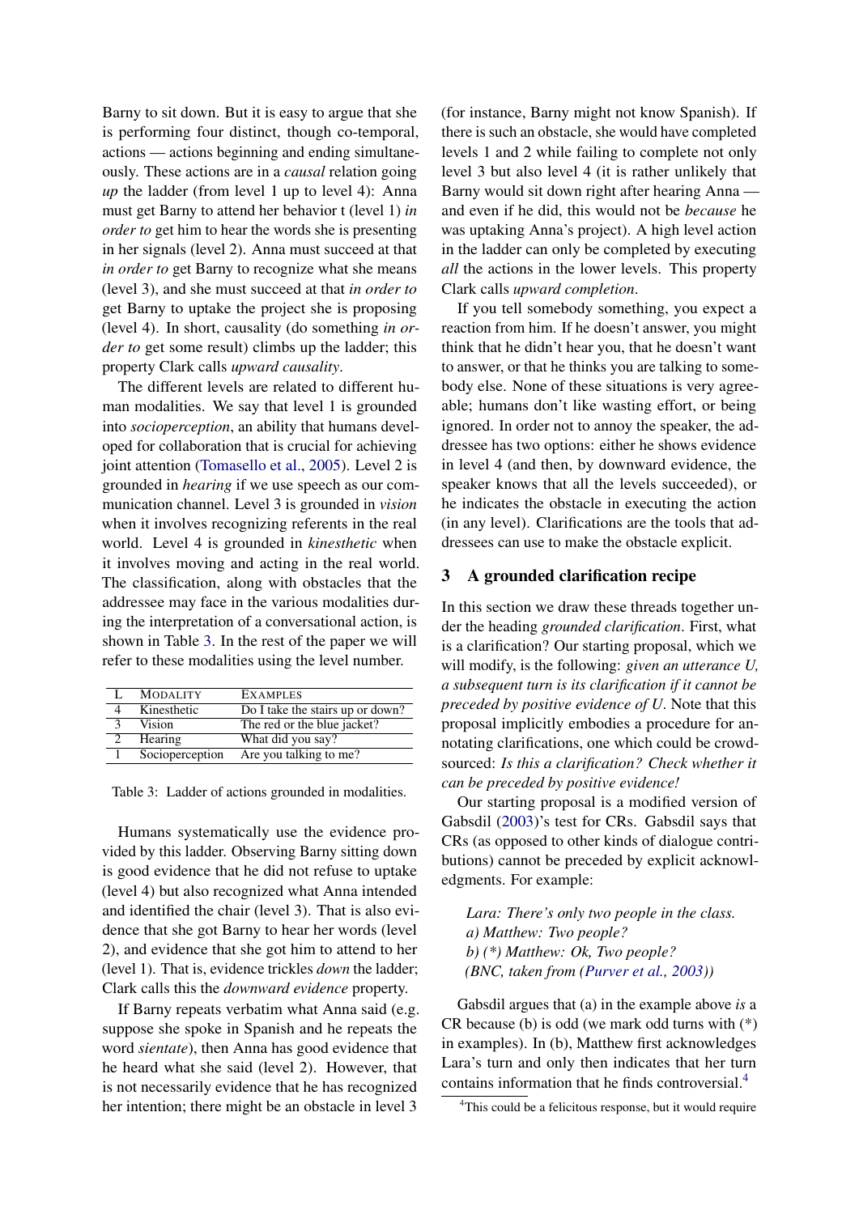Barny to sit down. But it is easy to argue that she is performing four distinct, though co-temporal, actions — actions beginning and ending simultaneously. These actions are in a *causal* relation going *up* the ladder (from level 1 up to level 4): Anna must get Barny to attend her behavior t (level 1) *in order to* get him to hear the words she is presenting in her signals (level 2). Anna must succeed at that *in order to* get Barny to recognize what she means (level 3), and she must succeed at that *in order to* get Barny to uptake the project she is proposing (level 4). In short, causality (do something *in order to* get some result) climbs up the ladder; this property Clark calls *upward causality*.

The different levels are related to different human modalities. We say that level 1 is grounded into *socioperception*, an ability that humans developed for collaboration that is crucial for achieving joint attention (Tomasello et al., 2005). Level 2 is grounded in *hearing* if we use speech as our communication channel. Level 3 is grounded in *vision* when it involves recognizing referents in the real world. Level 4 is grounded in *kinesthetic* when it involves moving and acting in the real world. The classification, along with obstacles that the addressee may face in the various modalities during the interpretation of a conversational action, is shown in Table 3. In the rest of the paper we will refer to these modalities using the level number.

| L | MODALITY | EXAMPLES |
|---|---|---|
| 4 | Kinesthetic | Do I take the stairs up or down? |
| 3 | Vision | The red or the blue jacket? |
| 2 | Hearing | What did you say? |
| 1 | Socioperception | Are you talking to me? |

Table 3: Ladder of actions grounded in modalities.

Humans systematically use the evidence provided by this ladder. Observing Barny sitting down is good evidence that he did not refuse to uptake (level 4) but also recognized what Anna intended and identified the chair (level 3). That is also evidence that she got Barny to hear her words (level 2), and evidence that she got him to attend to her (level 1). That is, evidence trickles *down* the ladder; Clark calls this the *downward evidence* property.

If Barny repeats verbatim what Anna said (e.g. suppose she spoke in Spanish and he repeats the word *sientate*), then Anna has good evidence that he heard what she said (level 2). However, that is not necessarily evidence that he has recognized her intention; there might be an obstacle in level 3 (for instance, Barny might not know Spanish). If there is such an obstacle, she would have completed levels 1 and 2 while failing to complete not only level 3 but also level 4 (it is rather unlikely that Barny would sit down right after hearing Anna — and even if he did, this would not be *because* he was uptaking Anna's project). A high level action in the ladder can only be completed by executing *all* the actions in the lower levels. This property Clark calls *upward completion*.

If you tell somebody something, you expect a reaction from him. If he doesn't answer, you might think that he didn't hear you, that he doesn't want to answer, or that he thinks you are talking to somebody else. None of these situations is very agreeable; humans don't like wasting effort, or being ignored. In order not to annoy the speaker, the addressee has two options: either he shows evidence in level 4 (and then, by downward evidence, the speaker knows that all the levels succeeded), or he indicates the obstacle in executing the action (in any level). Clarifications are the tools that addressees can use to make the obstacle explicit.

## 3 A grounded clarification recipe

In this section we draw these threads together under the heading *grounded clarification*. First, what is a clarification? Our starting proposal, which we will modify, is the following: *given an utterance U, a subsequent turn is its clarification if it cannot be preceded by positive evidence of U*. Note that this proposal implicitly embodies a procedure for annotating clarifications, one which could be crowdsourced: *Is this a clarification? Check whether it can be preceded by positive evidence!*

Our starting proposal is a modified version of Gabsdil (2003)'s test for CRs. Gabsdil says that CRs (as opposed to other kinds of dialogue contributions) cannot be preceded by explicit acknowledgments. For example:

*Lara: There's only two people in the class.*
*a) Matthew: Two people?*
*b) (\*) Matthew: Ok, Two people?*
*(BNC, taken from (Purver et al., 2003))*

Gabsdil argues that (a) in the example above *is* a CR because (b) is odd (we mark odd turns with (*) in examples). In (b), Matthew first acknowledges Lara's turn and only then indicates that her turn contains information that he finds controversial.[4]

[4]This could be a felicitous response, but it would require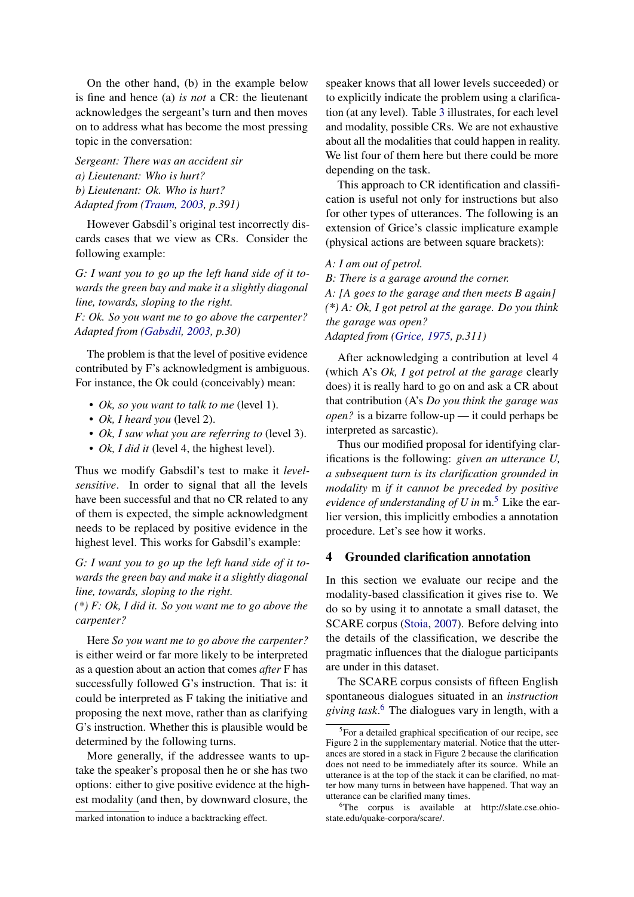On the other hand, (b) in the example below is fine and hence (a) *is not* a CR: the lieutenant acknowledges the sergeant's turn and then moves on to address what has become the most pressing topic in the conversation:

*Sergeant: There was an accident sir*
*a) Lieutenant: Who is hurt?*
*b) Lieutenant: Ok. Who is hurt?*
*Adapted from (Traum, 2003, p.391)*

However Gabsdil's original test incorrectly discards cases that we view as CRs. Consider the following example:

*G: I want you to go up the left hand side of it towards the green bay and make it a slightly diagonal line, towards, sloping to the right.*
*F: Ok. So you want me to go above the carpenter?*
*Adapted from (Gabsdil, 2003, p.30)*

The problem is that the level of positive evidence contributed by F's acknowledgment is ambiguous. For instance, the Ok could (conceivably) mean:

- *Ok, so you want to talk to me* (level 1).
- *Ok, I heard you* (level 2).
- *Ok, I saw what you are referring to* (level 3).
- *Ok, I did it* (level 4, the highest level).

Thus we modify Gabsdil's test to make it *level-sensitive*. In order to signal that all the levels have been successful and that no CR related to any of them is expected, the simple acknowledgment needs to be replaced by positive evidence in the highest level. This works for Gabsdil's example:

*G: I want you to go up the left hand side of it towards the green bay and make it a slightly diagonal line, towards, sloping to the right.*
*(\*) F: Ok, I did it. So you want me to go above the carpenter?*

Here *So you want me to go above the carpenter?* is either weird or far more likely to be interpreted as a question about an action that comes *after* F has successfully followed G's instruction. That is: it could be interpreted as F taking the initiative and proposing the next move, rather than as clarifying G's instruction. Whether this is plausible would be determined by the following turns.

More generally, if the addressee wants to uptake the speaker's proposal then he or she has two options: either to give positive evidence at the highest modality (and then, by downward closure, the speaker knows that all lower levels succeeded) or to explicitly indicate the problem using a clarification (at any level). Table 3 illustrates, for each level and modality, possible CRs. We are not exhaustive about all the modalities that could happen in reality. We list four of them here but there could be more depending on the task.

This approach to CR identification and classification is useful not only for instructions but also for other types of utterances. The following is an extension of Grice's classic implicature example (physical actions are between square brackets):

*A: I am out of petrol.*
*B: There is a garage around the corner.*
*A: [A goes to the garage and then meets B again]*
*(\*) A: Ok, I got petrol at the garage. Do you think the garage was open?*
*Adapted from (Grice, 1975, p.311)*

After acknowledging a contribution at level 4 (which A's *Ok, I got petrol at the garage* clearly does) it is really hard to go on and ask a CR about that contribution (A's *Do you think the garage was open?* is a bizarre follow-up — it could perhaps be interpreted as sarcastic).

Thus our modified proposal for identifying clarifications is the following: *given an utterance U, a subsequent turn is its clarification grounded in modality* m *if it cannot be preceded by positive evidence of understanding of U in* m.[5] Like the earlier version, this implicitly embodies a annotation procedure. Let's see how it works.

## 4 Grounded clarification annotation

In this section we evaluate our recipe and the modality-based classification it gives rise to. We do so by using it to annotate a small dataset, the SCARE corpus (Stoia, 2007). Before delving into the details of the classification, we describe the pragmatic influences that the dialogue participants are under in this dataset.

The SCARE corpus consists of fifteen English spontaneous dialogues situated in an *instruction giving task*.[6] The dialogues vary in length, with a

marked intonation to induce a backtracking effect.

[5] For a detailed graphical specification of our recipe, see Figure 2 in the supplementary material. Notice that the utterances are stored in a stack in Figure 2 because the clarification does not need to be immediately after its source. While an utterance is at the top of the stack it can be clarified, no matter how many turns in between have happened. That way an utterance can be clarified many times.

[6] The corpus is available at http://slate.cse.ohio-state.edu/quake-corpora/scare/.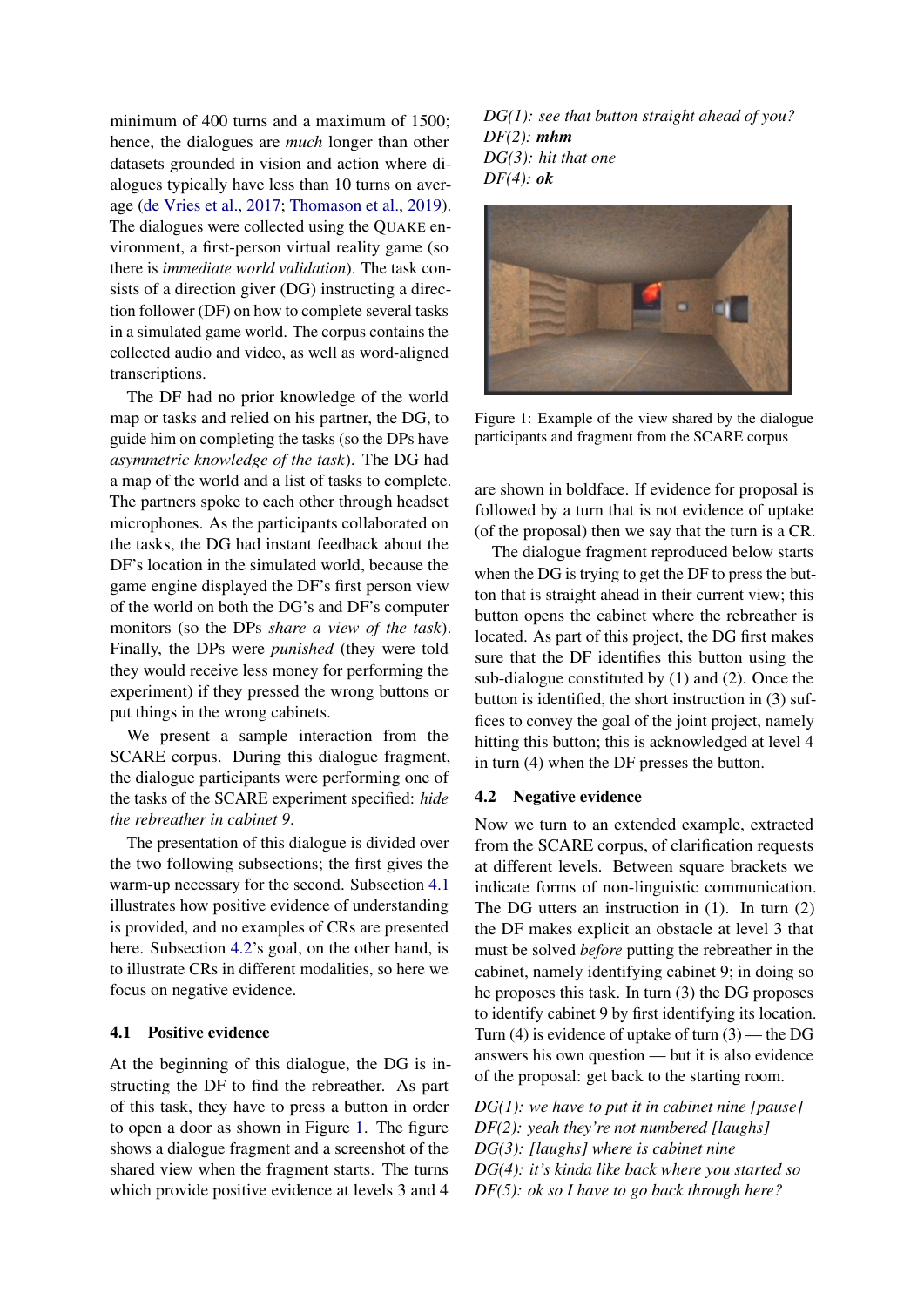minimum of 400 turns and a maximum of 1500; hence, the dialogues are *much* longer than other datasets grounded in vision and action where dialogues typically have less than 10 turns on average (de Vries et al., 2017; Thomason et al., 2019). The dialogues were collected using the QUAKE environment, a first-person virtual reality game (so there is *immediate world validation*). The task consists of a direction giver (DG) instructing a direction follower (DF) on how to complete several tasks in a simulated game world. The corpus contains the collected audio and video, as well as word-aligned transcriptions.

The DF had no prior knowledge of the world map or tasks and relied on his partner, the DG, to guide him on completing the tasks (so the DPs have *asymmetric knowledge of the task*). The DG had a map of the world and a list of tasks to complete. The partners spoke to each other through headset microphones. As the participants collaborated on the tasks, the DG had instant feedback about the DF's location in the simulated world, because the game engine displayed the DF's first person view of the world on both the DG's and DF's computer monitors (so the DPs *share a view of the task*). Finally, the DPs were *punished* (they were told they would receive less money for performing the experiment) if they pressed the wrong buttons or put things in the wrong cabinets.

We present a sample interaction from the SCARE corpus. During this dialogue fragment, the dialogue participants were performing one of the tasks of the SCARE experiment specified: *hide the rebreather in cabinet 9*.

The presentation of this dialogue is divided over the two following subsections; the first gives the warm-up necessary for the second. Subsection 4.1 illustrates how positive evidence of understanding is provided, and no examples of CRs are presented here. Subsection 4.2's goal, on the other hand, is to illustrate CRs in different modalities, so here we focus on negative evidence.

### 4.1 Positive evidence

At the beginning of this dialogue, the DG is instructing the DF to find the rebreather. As part of this task, they have to press a button in order to open a door as shown in Figure 1. The figure shows a dialogue fragment and a screenshot of the shared view when the fragment starts. The turns which provide positive evidence at levels 3 and 4 are shown in boldface. If evidence for proposal is followed by a turn that is not evidence of uptake (of the proposal) then we say that the turn is a CR.

*DG(1): see that button straight ahead of you?*
*DF(2): **mhm***
*DG(3): hit that one*
*DF(4): **ok***

Figure 1: Example of the view shared by the dialogue participants and fragment from the SCARE corpus

The dialogue fragment reproduced below starts when the DG is trying to get the DF to press the button that is straight ahead in their current view; this button opens the cabinet where the rebreather is located. As part of this project, the DG first makes sure that the DF identifies this button using the sub-dialogue constituted by (1) and (2). Once the button is identified, the short instruction in (3) suffices to convey the goal of the joint project, namely hitting this button; this is acknowledged at level 4 in turn (4) when the DF presses the button.

### 4.2 Negative evidence

Now we turn to an extended example, extracted from the SCARE corpus, of clarification requests at different levels. Between square brackets we indicate forms of non-linguistic communication. The DG utters an instruction in (1). In turn (2) the DF makes explicit an obstacle at level 3 that must be solved *before* putting the rebreather in the cabinet, namely identifying cabinet 9; in doing so he proposes this task. In turn (3) the DG proposes to identify cabinet 9 by first identifying its location. Turn (4) is evidence of uptake of turn (3) — the DG answers his own question — but it is also evidence of the proposal: get back to the starting room.

*DG(1): we have to put it in cabinet nine [pause]*
*DF(2): yeah they're not numbered [laughs]*
*DG(3): [laughs] where is cabinet nine*
*DG(4): it's kinda like back where you started so*
*DF(5): ok so I have to go back through here?*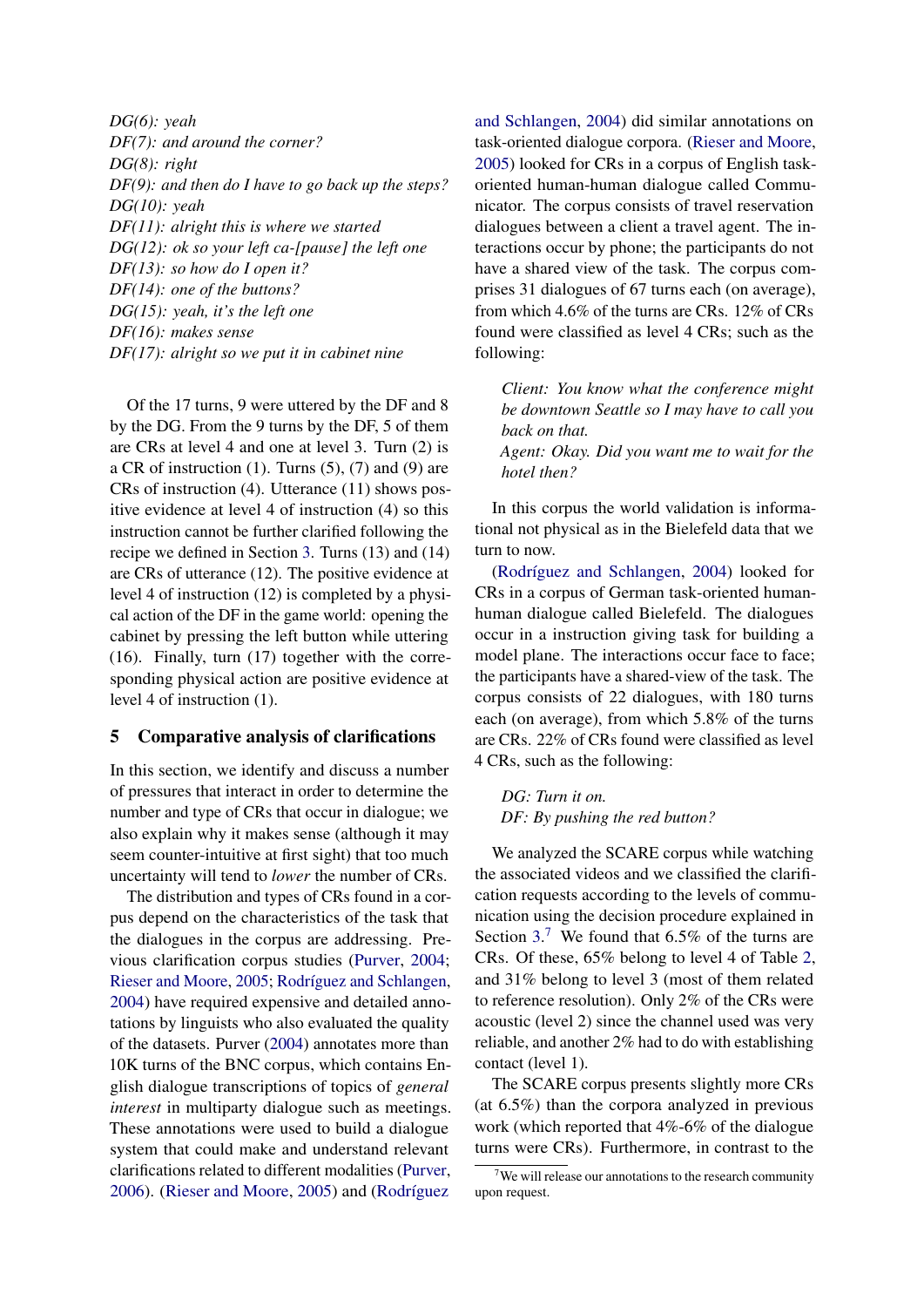*DG(6): yeah*
*DF(7): and around the corner?*
*DG(8): right*
*DF(9): and then do I have to go back up the steps?*
*DG(10): yeah*
*DF(11): alright this is where we started*
*DG(12): ok so your left ca-[pause] the left one*
*DF(13): so how do I open it?*
*DF(14): one of the buttons?*
*DG(15): yeah, it's the left one*
*DF(16): makes sense*
*DF(17): alright so we put it in cabinet nine*

Of the 17 turns, 9 were uttered by the DF and 8 by the DG. From the 9 turns by the DF, 5 of them are CRs at level 4 and one at level 3. Turn (2) is a CR of instruction (1). Turns (5), (7) and (9) are CRs of instruction (4). Utterance (11) shows positive evidence at level 4 of instruction (4) so this instruction cannot be further clarified following the recipe we defined in Section 3. Turns (13) and (14) are CRs of utterance (12). The positive evidence at level 4 of instruction (12) is completed by a physical action of the DF in the game world: opening the cabinet by pressing the left button while uttering (16). Finally, turn (17) together with the corresponding physical action are positive evidence at level 4 of instruction (1).

## 5 Comparative analysis of clarifications

In this section, we identify and discuss a number of pressures that interact in order to determine the number and type of CRs that occur in dialogue; we also explain why it makes sense (although it may seem counter-intuitive at first sight) that too much uncertainty will tend to *lower* the number of CRs.

The distribution and types of CRs found in a corpus depend on the characteristics of the task that the dialogues in the corpus are addressing. Previous clarification corpus studies (Purver, 2004; Rieser and Moore, 2005; Rodríguez and Schlangen, 2004) have required expensive and detailed annotations by linguists who also evaluated the quality of the datasets. Purver (2004) annotates more than 10K turns of the BNC corpus, which contains English dialogue transcriptions of topics of *general interest* in multiparty dialogue such as meetings. These annotations were used to build a dialogue system that could make and understand relevant clarifications related to different modalities (Purver, 2006). (Rieser and Moore, 2005) and (Rodríguez and Schlangen, 2004) did similar annotations on task-oriented dialogue corpora. (Rieser and Moore, 2005) looked for CRs in a corpus of English task-oriented human-human dialogue called Communicator. The corpus consists of travel reservation dialogues between a client a travel agent. The interactions occur by phone; the participants do not have a shared view of the task. The corpus comprises 31 dialogues of 67 turns each (on average), from which 4.6% of the turns are CRs. 12% of CRs found were classified as level 4 CRs; such as the following:

> *Client: You know what the conference might be downtown Seattle so I may have to call you back on that.*
> *Agent: Okay. Did you want me to wait for the hotel then?*

In this corpus the world validation is informational not physical as in the Bielefeld data that we turn to now.

(Rodríguez and Schlangen, 2004) looked for CRs in a corpus of German task-oriented human-human dialogue called Bielefeld. The dialogues occur in a instruction giving task for building a model plane. The interactions occur face to face; the participants have a shared-view of the task. The corpus consists of 22 dialogues, with 180 turns each (on average), from which 5.8% of the turns are CRs. 22% of CRs found were classified as level 4 CRs, such as the following:

> *DG: Turn it on.*
> *DF: By pushing the red button?*

We analyzed the SCARE corpus while watching the associated videos and we classified the clarification requests according to the levels of communication using the decision procedure explained in Section 3.[7] We found that 6.5% of the turns are CRs. Of these, 65% belong to level 4 of Table 2, and 31% belong to level 3 (most of them related to reference resolution). Only 2% of the CRs were acoustic (level 2) since the channel used was very reliable, and another 2% had to do with establishing contact (level 1).

The SCARE corpus presents slightly more CRs (at 6.5%) than the corpora analyzed in previous work (which reported that 4%-6% of the dialogue turns were CRs). Furthermore, in contrast to the

[7] We will release our annotations to the research community upon request.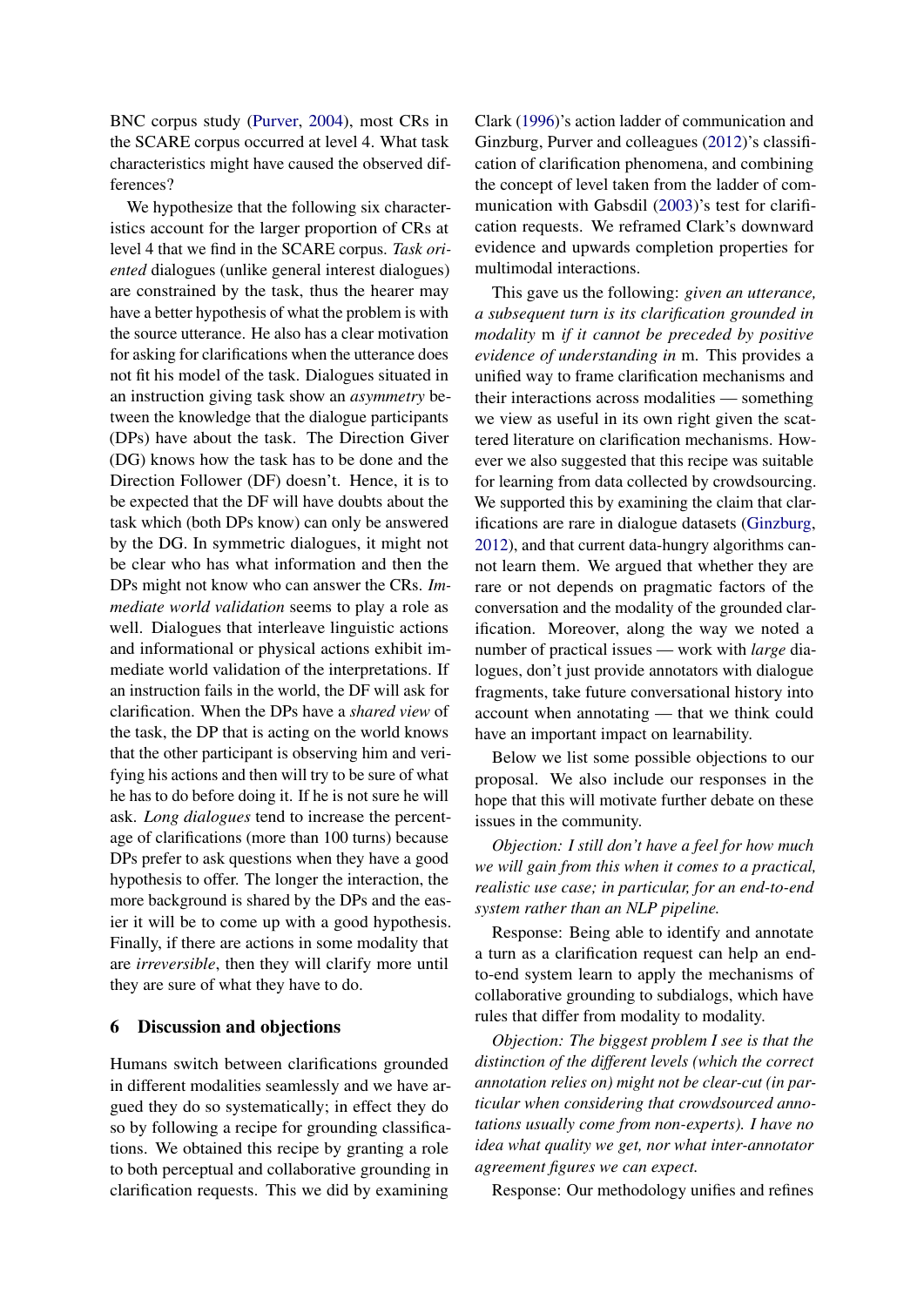BNC corpus study (Purver, 2004), most CRs in the SCARE corpus occurred at level 4. What task characteristics might have caused the observed differences?

We hypothesize that the following six characteristics account for the larger proportion of CRs at level 4 that we find in the SCARE corpus. *Task oriented* dialogues (unlike general interest dialogues) are constrained by the task, thus the hearer may have a better hypothesis of what the problem is with the source utterance. He also has a clear motivation for asking for clarifications when the utterance does not fit his model of the task. Dialogues situated in an instruction giving task show an *asymmetry* between the knowledge that the dialogue participants (DPs) have about the task. The Direction Giver (DG) knows how the task has to be done and the Direction Follower (DF) doesn't. Hence, it is to be expected that the DF will have doubts about the task which (both DPs know) can only be answered by the DG. In symmetric dialogues, it might not be clear who has what information and then the DPs might not know who can answer the CRs. *Immediate world validation* seems to play a role as well. Dialogues that interleave linguistic actions and informational or physical actions exhibit immediate world validation of the interpretations. If an instruction fails in the world, the DF will ask for clarification. When the DPs have a *shared view* of the task, the DP that is acting on the world knows that the other participant is observing him and verifying his actions and then will try to be sure of what he has to do before doing it. If he is not sure he will ask. *Long dialogues* tend to increase the percentage of clarifications (more than 100 turns) because DPs prefer to ask questions when they have a good hypothesis to offer. The longer the interaction, the more background is shared by the DPs and the easier it will be to come up with a good hypothesis. Finally, if there are actions in some modality that are *irreversible*, then they will clarify more until they are sure of what they have to do.

## 6 Discussion and objections

Humans switch between clarifications grounded in different modalities seamlessly and we have argued they do so systematically; in effect they do so by following a recipe for grounding classifications. We obtained this recipe by granting a role to both perceptual and collaborative grounding in clarification requests. This we did by examining Clark (1996)'s action ladder of communication and Ginzburg, Purver and colleagues (2012)'s classification of clarification phenomena, and combining the concept of level taken from the ladder of communication with Gabsdil (2003)'s test for clarification requests. We reframed Clark's downward evidence and upwards completion properties for multimodal interactions.

This gave us the following: *given an utterance, a subsequent turn is its clarification grounded in modality* m *if it cannot be preceded by positive evidence of understanding in* m. This provides a unified way to frame clarification mechanisms and their interactions across modalities — something we view as useful in its own right given the scattered literature on clarification mechanisms. However we also suggested that this recipe was suitable for learning from data collected by crowdsourcing. We supported this by examining the claim that clarifications are rare in dialogue datasets (Ginzburg, 2012), and that current data-hungry algorithms cannot learn them. We argued that whether they are rare or not depends on pragmatic factors of the conversation and the modality of the grounded clarification. Moreover, along the way we noted a number of practical issues — work with *large* dialogues, don't just provide annotators with dialogue fragments, take future conversational history into account when annotating — that we think could have an important impact on learnability.

Below we list some possible objections to our proposal. We also include our responses in the hope that this will motivate further debate on these issues in the community.

*Objection: I still don't have a feel for how much we will gain from this when it comes to a practical, realistic use case; in particular, for an end-to-end system rather than an NLP pipeline.*

Response: Being able to identify and annotate a turn as a clarification request can help an end-to-end system learn to apply the mechanisms of collaborative grounding to subdialogs, which have rules that differ from modality to modality.

*Objection: The biggest problem I see is that the distinction of the different levels (which the correct annotation relies on) might not be clear-cut (in particular when considering that crowdsourced annotations usually come from non-experts). I have no idea what quality we get, nor what inter-annotator agreement figures we can expect.*

Response: Our methodology unifies and refines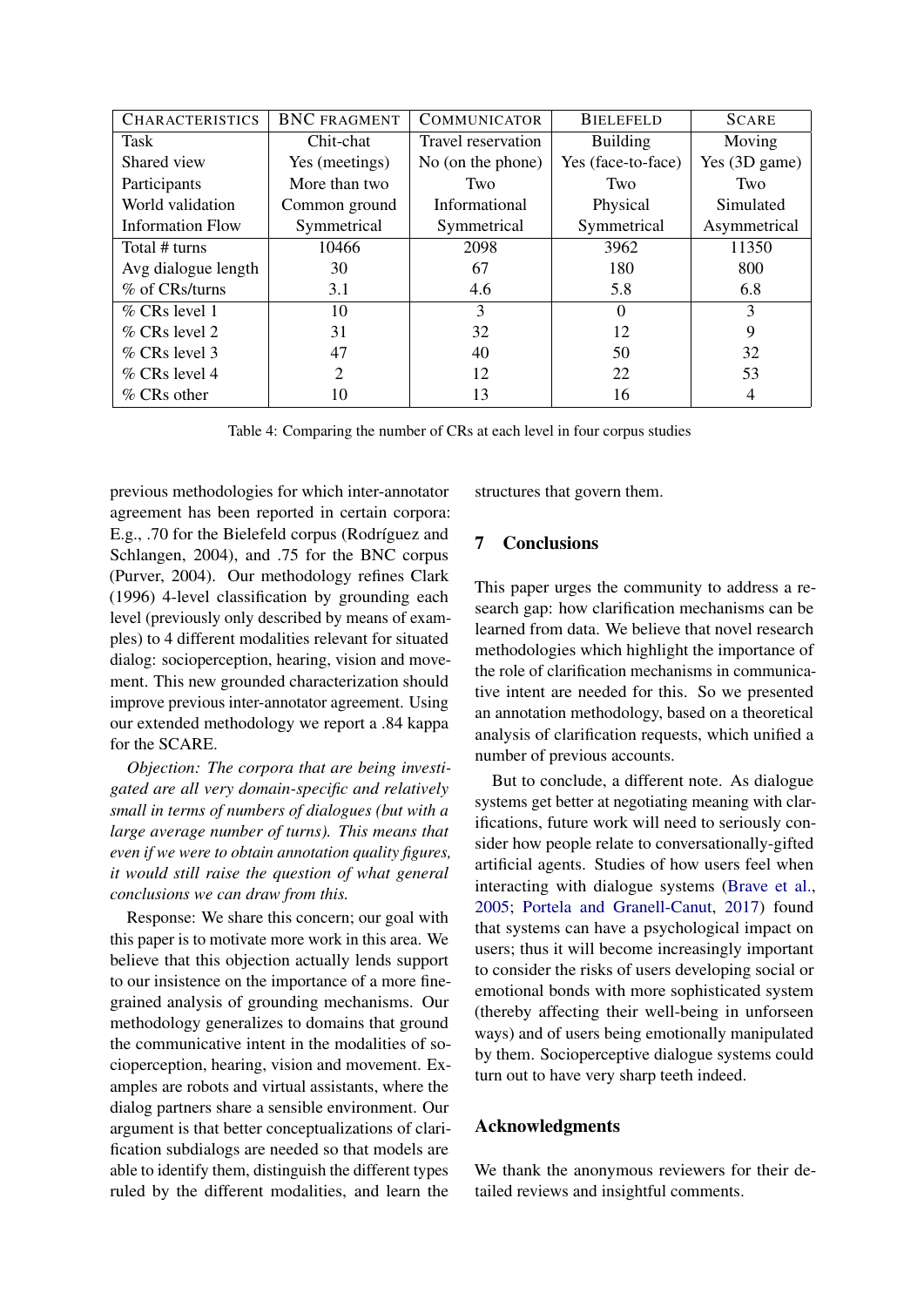| CHARACTERISTICS | BNC FRAGMENT | COMMUNICATOR | BIELEFELD | SCARE |
|---|---|---|---|---|
| Task | Chit-chat | Travel reservation | Building | Moving |
| Shared view | Yes (meetings) | No (on the phone) | Yes (face-to-face) | Yes (3D game) |
| Participants | More than two | Two | Two | Two |
| World validation | Common ground | Informational | Physical | Simulated |
| Information Flow | Symmetrical | Symmetrical | Symmetrical | Asymmetrical |
| Total # turns | 10466 | 2098 | 3962 | 11350 |
| Avg dialogue length | 30 | 67 | 180 | 800 |
| % of CRs/turns | 3.1 | 4.6 | 5.8 | 6.8 |
| % CRs level 1 | 10 | 3 | 0 | 3 |
| % CRs level 2 | 31 | 32 | 12 | 9 |
| % CRs level 3 | 47 | 40 | 50 | 32 |
| % CRs level 4 | 2 | 12 | 22 | 53 |
| % CRs other | 10 | 13 | 16 | 4 |

Table 4: Comparing the number of CRs at each level in four corpus studies

previous methodologies for which inter-annotator agreement has been reported in certain corpora: E.g., .70 for the Bielefeld corpus (Rodríguez and Schlangen, 2004), and .75 for the BNC corpus (Purver, 2004). Our methodology refines Clark (1996) 4-level classification by grounding each level (previously only described by means of examples) to 4 different modalities relevant for situated dialog: socioperception, hearing, vision and movement. This new grounded characterization should improve previous inter-annotator agreement. Using our extended methodology we report a .84 kappa for the SCARE.

*Objection: The corpora that are being investigated are all very domain-specific and relatively small in terms of numbers of dialogues (but with a large average number of turns). This means that even if we were to obtain annotation quality figures, it would still raise the question of what general conclusions we can draw from this.*

Response: We share this concern; our goal with this paper is to motivate more work in this area. We believe that this objection actually lends support to our insistence on the importance of a more fine-grained analysis of grounding mechanisms. Our methodology generalizes to domains that ground the communicative intent in the modalities of socioperception, hearing, vision and movement. Examples are robots and virtual assistants, where the dialog partners share a sensible environment. Our argument is that better conceptualizations of clarification subdialogs are needed so that models are able to identify them, distinguish the different types ruled by the different modalities, and learn the structures that govern them.

## 7 Conclusions

This paper urges the community to address a research gap: how clarification mechanisms can be learned from data. We believe that novel research methodologies which highlight the importance of the role of clarification mechanisms in communicative intent are needed for this. So we presented an annotation methodology, based on a theoretical analysis of clarification requests, which unified a number of previous accounts.

But to conclude, a different note. As dialogue systems get better at negotiating meaning with clarifications, future work will need to seriously consider how people relate to conversationally-gifted artificial agents. Studies of how users feel when interacting with dialogue systems (Brave et al., 2005; Portela and Granell-Canut, 2017) found that systems can have a psychological impact on users; thus it will become increasingly important to consider the risks of users developing social or emotional bonds with more sophisticated system (thereby affecting their well-being in unforseen ways) and of users being emotionally manipulated by them. Socioperceptive dialogue systems could turn out to have very sharp teeth indeed.

## Acknowledgments

We thank the anonymous reviewers for their detailed reviews and insightful comments.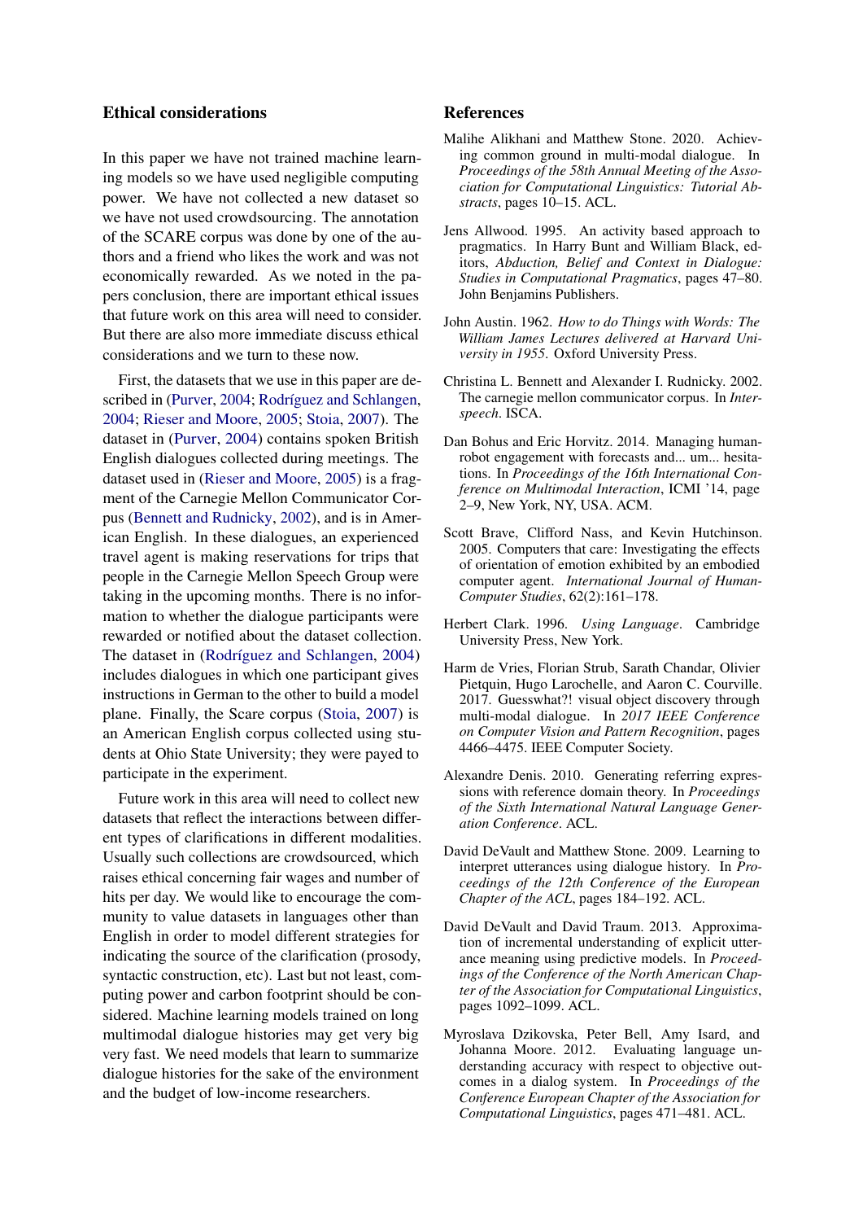## Ethical considerations

In this paper we have not trained machine learning models so we have used negligible computing power. We have not collected a new dataset so we have not used crowdsourcing. The annotation of the SCARE corpus was done by one of the authors and a friend who likes the work and was not economically rewarded. As we noted in the papers conclusion, there are important ethical issues that future work on this area will need to consider. But there are also more immediate discuss ethical considerations and we turn to these now.

First, the datasets that we use in this paper are described in (Purver, 2004; Rodríguez and Schlangen, 2004; Rieser and Moore, 2005; Stoia, 2007). The dataset in (Purver, 2004) contains spoken British English dialogues collected during meetings. The dataset used in (Rieser and Moore, 2005) is a fragment of the Carnegie Mellon Communicator Corpus (Bennett and Rudnicky, 2002), and is in American English. In these dialogues, an experienced travel agent is making reservations for trips that people in the Carnegie Mellon Speech Group were taking in the upcoming months. There is no information to whether the dialogue participants were rewarded or notified about the dataset collection. The dataset in (Rodríguez and Schlangen, 2004) includes dialogues in which one participant gives instructions in German to the other to build a model plane. Finally, the Scare corpus (Stoia, 2007) is an American English corpus collected using students at Ohio State University; they were payed to participate in the experiment.

Future work in this area will need to collect new datasets that reflect the interactions between different types of clarifications in different modalities. Usually such collections are crowdsourced, which raises ethical concerning fair wages and number of hits per day. We would like to encourage the community to value datasets in languages other than English in order to model different strategies for indicating the source of the clarification (prosody, syntactic construction, etc). Last but not least, computing power and carbon footprint should be considered. Machine learning models trained on long multimodal dialogue histories may get very big very fast. We need models that learn to summarize dialogue histories for the sake of the environment and the budget of low-income researchers.

## References

Malihe Alikhani and Matthew Stone. 2020. Achieving common ground in multi-modal dialogue. In *Proceedings of the 58th Annual Meeting of the Association for Computational Linguistics: Tutorial Abstracts*, pages 10–15. ACL.

Jens Allwood. 1995. An activity based approach to pragmatics. In Harry Bunt and William Black, editors, *Abduction, Belief and Context in Dialogue: Studies in Computational Pragmatics*, pages 47–80. John Benjamins Publishers.

John Austin. 1962. *How to do Things with Words: The William James Lectures delivered at Harvard University in 1955*. Oxford University Press.

Christina L. Bennett and Alexander I. Rudnicky. 2002. The carnegie mellon communicator corpus. In *Interspeech*. ISCA.

Dan Bohus and Eric Horvitz. 2014. Managing human-robot engagement with forecasts and... um... hesitations. In *Proceedings of the 16th International Conference on Multimodal Interaction*, ICMI '14, page 2–9, New York, NY, USA. ACM.

Scott Brave, Clifford Nass, and Kevin Hutchinson. 2005. Computers that care: Investigating the effects of orientation of emotion exhibited by an embodied computer agent. *International Journal of Human-Computer Studies*, 62(2):161–178.

Herbert Clark. 1996. *Using Language*. Cambridge University Press, New York.

Harm de Vries, Florian Strub, Sarath Chandar, Olivier Pietquin, Hugo Larochelle, and Aaron C. Courville. 2017. Guesswhat?! visual object discovery through multi-modal dialogue. In *2017 IEEE Conference on Computer Vision and Pattern Recognition*, pages 4466–4475. IEEE Computer Society.

Alexandre Denis. 2010. Generating referring expressions with reference domain theory. In *Proceedings of the Sixth International Natural Language Generation Conference*. ACL.

David DeVault and Matthew Stone. 2009. Learning to interpret utterances using dialogue history. In *Proceedings of the 12th Conference of the European Chapter of the ACL*, pages 184–192. ACL.

David DeVault and David Traum. 2013. Approximation of incremental understanding of explicit utterance meaning using predictive models. In *Proceedings of the Conference of the North American Chapter of the Association for Computational Linguistics*, pages 1092–1099. ACL.

Myroslava Dzikovska, Peter Bell, Amy Isard, and Johanna Moore. 2012. Evaluating language understanding accuracy with respect to objective outcomes in a dialog system. In *Proceedings of the Conference European Chapter of the Association for Computational Linguistics*, pages 471–481. ACL.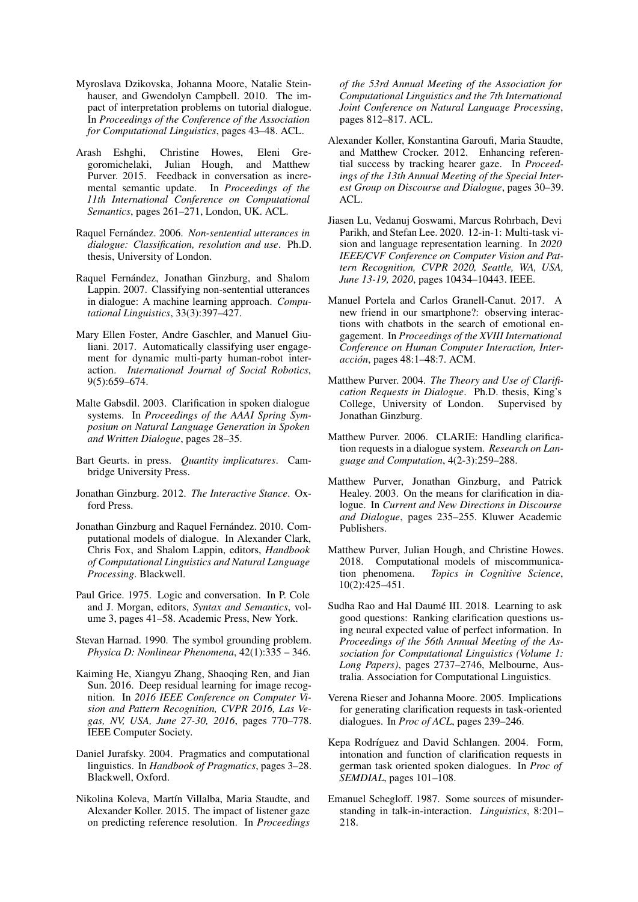Myroslava Dzikovska, Johanna Moore, Natalie Steinhauser, and Gwendolyn Campbell. 2010. The impact of interpretation problems on tutorial dialogue. In *Proceedings of the Conference of the Association for Computational Linguistics*, pages 43–48. ACL.

Arash Eshghi, Christine Howes, Eleni Gregoromichelaki, Julian Hough, and Matthew Purver. 2015. Feedback in conversation as incremental semantic update. In *Proceedings of the 11th International Conference on Computational Semantics*, pages 261–271, London, UK. ACL.

Raquel Fernández. 2006. *Non-sentential utterances in dialogue: Classification, resolution and use*. Ph.D. thesis, University of London.

Raquel Fernández, Jonathan Ginzburg, and Shalom Lappin. 2007. Classifying non-sentential utterances in dialogue: A machine learning approach. *Computational Linguistics*, 33(3):397–427.

Mary Ellen Foster, Andre Gaschler, and Manuel Giuliani. 2017. Automatically classifying user engagement for dynamic multi-party human-robot interaction. *International Journal of Social Robotics*, 9(5):659–674.

Malte Gabsdil. 2003. Clarification in spoken dialogue systems. In *Proceedings of the AAAI Spring Symposium on Natural Language Generation in Spoken and Written Dialogue*, pages 28–35.

Bart Geurts. in press. *Quantity implicatures*. Cambridge University Press.

Jonathan Ginzburg. 2012. *The Interactive Stance*. Oxford Press.

Jonathan Ginzburg and Raquel Fernández. 2010. Computational models of dialogue. In Alexander Clark, Chris Fox, and Shalom Lappin, editors, *Handbook of Computational Linguistics and Natural Language Processing*. Blackwell.

Paul Grice. 1975. Logic and conversation. In P. Cole and J. Morgan, editors, *Syntax and Semantics*, volume 3, pages 41–58. Academic Press, New York.

Stevan Harnad. 1990. The symbol grounding problem. *Physica D: Nonlinear Phenomena*, 42(1):335 – 346.

Kaiming He, Xiangyu Zhang, Shaoqing Ren, and Jian Sun. 2016. Deep residual learning for image recognition. In *2016 IEEE Conference on Computer Vision and Pattern Recognition, CVPR 2016, Las Vegas, NV, USA, June 27-30, 2016*, pages 770–778. IEEE Computer Society.

Daniel Jurafsky. 2004. Pragmatics and computational linguistics. In *Handbook of Pragmatics*, pages 3–28. Blackwell, Oxford.

Nikolina Koleva, Martín Villalba, Maria Staudte, and Alexander Koller. 2015. The impact of listener gaze on predicting reference resolution. In *Proceedings of the 53rd Annual Meeting of the Association for Computational Linguistics and the 7th International Joint Conference on Natural Language Processing*, pages 812–817. ACL.

Alexander Koller, Konstantina Garoufi, Maria Staudte, and Matthew Crocker. 2012. Enhancing referential success by tracking hearer gaze. In *Proceedings of the 13th Annual Meeting of the Special Interest Group on Discourse and Dialogue*, pages 30–39. ACL.

Jiasen Lu, Vedanuj Goswami, Marcus Rohrbach, Devi Parikh, and Stefan Lee. 2020. 12-in-1: Multi-task vision and language representation learning. In *2020 IEEE/CVF Conference on Computer Vision and Pattern Recognition, CVPR 2020, Seattle, WA, USA, June 13-19, 2020*, pages 10434–10443. IEEE.

Manuel Portela and Carlos Granell-Canut. 2017. A new friend in our smartphone?: observing interactions with chatbots in the search of emotional engagement. In *Proceedings of the XVIII International Conference on Human Computer Interaction, Interacción*, pages 48:1–48:7. ACM.

Matthew Purver. 2004. *The Theory and Use of Clarification Requests in Dialogue*. Ph.D. thesis, King's College, University of London. Supervised by Jonathan Ginzburg.

Matthew Purver. 2006. CLARIE: Handling clarification requests in a dialogue system. *Research on Language and Computation*, 4(2-3):259–288.

Matthew Purver, Jonathan Ginzburg, and Patrick Healey. 2003. On the means for clarification in dialogue. In *Current and New Directions in Discourse and Dialogue*, pages 235–255. Kluwer Academic Publishers.

Matthew Purver, Julian Hough, and Christine Howes. 2018. Computational models of miscommunication phenomena. *Topics in Cognitive Science*, 10(2):425–451.

Sudha Rao and Hal Daumé III. 2018. Learning to ask good questions: Ranking clarification questions using neural expected value of perfect information. In *Proceedings of the 56th Annual Meeting of the Association for Computational Linguistics (Volume 1: Long Papers)*, pages 2737–2746, Melbourne, Australia. Association for Computational Linguistics.

Verena Rieser and Johanna Moore. 2005. Implications for generating clarification requests in task-oriented dialogues. In *Proc of ACL*, pages 239–246.

Kepa Rodríguez and David Schlangen. 2004. Form, intonation and function of clarification requests in german task oriented spoken dialogues. In *Proc of SEMDIAL*, pages 101–108.

Emanuel Schegloff. 1987. Some sources of misunderstanding in talk-in-interaction. *Linguistics*, 8:201–218.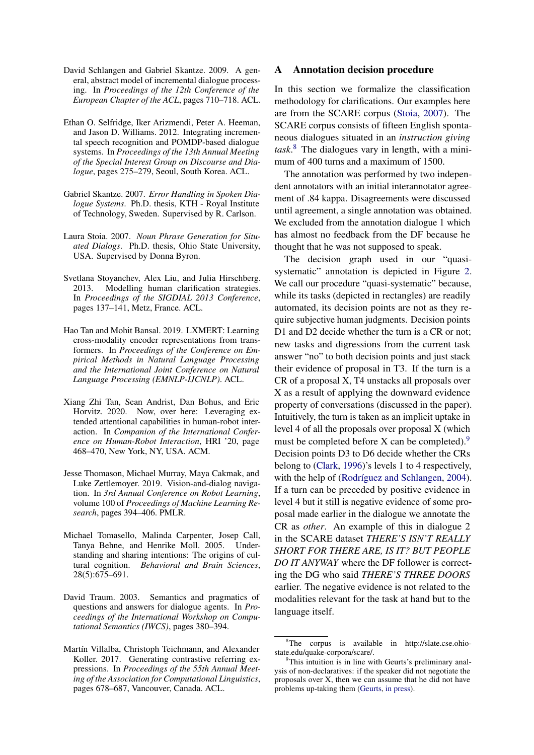David Schlangen and Gabriel Skantze. 2009. A general, abstract model of incremental dialogue processing. In *Proceedings of the 12th Conference of the European Chapter of the ACL*, pages 710–718. ACL.

Ethan O. Selfridge, Iker Arizmendi, Peter A. Heeman, and Jason D. Williams. 2012. Integrating incremental speech recognition and POMDP-based dialogue systems. In *Proceedings of the 13th Annual Meeting of the Special Interest Group on Discourse and Dialogue*, pages 275–279, Seoul, South Korea. ACL.

Gabriel Skantze. 2007. *Error Handling in Spoken Dialogue Systems*. Ph.D. thesis, KTH - Royal Institute of Technology, Sweden. Supervised by R. Carlson.

Laura Stoia. 2007. *Noun Phrase Generation for Situated Dialogs*. Ph.D. thesis, Ohio State University, USA. Supervised by Donna Byron.

Svetlana Stoyanchev, Alex Liu, and Julia Hirschberg. 2013. Modelling human clarification strategies. In *Proceedings of the SIGDIAL 2013 Conference*, pages 137–141, Metz, France. ACL.

Hao Tan and Mohit Bansal. 2019. LXMERT: Learning cross-modality encoder representations from transformers. In *Proceedings of the Conference on Empirical Methods in Natural Language Processing and the International Joint Conference on Natural Language Processing (EMNLP-IJCNLP)*. ACL.

Xiang Zhi Tan, Sean Andrist, Dan Bohus, and Eric Horvitz. 2020. Now, over here: Leveraging extended attentional capabilities in human-robot interaction. In *Companion of the International Conference on Human-Robot Interaction*, HRI '20, page 468–470, New York, NY, USA. ACM.

Jesse Thomason, Michael Murray, Maya Cakmak, and Luke Zettlemoyer. 2019. Vision-and-dialog navigation. In *3rd Annual Conference on Robot Learning*, volume 100 of *Proceedings of Machine Learning Research*, pages 394–406. PMLR.

Michael Tomasello, Malinda Carpenter, Josep Call, Tanya Behne, and Henrike Moll. 2005. Understanding and sharing intentions: The origins of cultural cognition. *Behavioral and Brain Sciences*, 28(5):675–691.

David Traum. 2003. Semantics and pragmatics of questions and answers for dialogue agents. In *Proceedings of the International Workshop on Computational Semantics (IWCS)*, pages 380–394.

Martín Villalba, Christoph Teichmann, and Alexander Koller. 2017. Generating contrastive referring expressions. In *Proceedings of the 55th Annual Meeting of the Association for Computational Linguistics*, pages 678–687, Vancouver, Canada. ACL.

## A Annotation decision procedure

In this section we formalize the classification methodology for clarifications. Our examples here are from the SCARE corpus (Stoia, 2007). The SCARE corpus consists of fifteen English spontaneous dialogues situated in an *instruction giving task*.[8] The dialogues vary in length, with a minimum of 400 turns and a maximum of 1500.

The annotation was performed by two independent annotators with an initial interannotator agreement of .84 kappa. Disagreements were discussed until agreement, a single annotation was obtained. We excluded from the annotation dialogue 1 which has almost no feedback from the DF because he thought that he was not supposed to speak.

The decision graph used in our "quasi-systematic" annotation is depicted in Figure 2. We call our procedure "quasi-systematic" because, while its tasks (depicted in rectangles) are readily automated, its decision points are not as they require subjective human judgments. Decision points D1 and D2 decide whether the turn is a CR or not; new tasks and digressions from the current task answer "no" to both decision points and just stack their evidence of proposal in T3. If the turn is a CR of a proposal X, T4 unstacks all proposals over X as a result of applying the downward evidence property of conversations (discussed in the paper). Intuitively, the turn is taken as an implicit uptake in level 4 of all the proposals over proposal X (which must be completed before X can be completed).[9] Decision points D3 to D6 decide whether the CRs belong to (Clark, 1996)'s levels 1 to 4 respectively, with the help of (Rodríguez and Schlangen, 2004). If a turn can be preceded by positive evidence in level 4 but it still is negative evidence of some proposal made earlier in the dialogue we annotate the CR as *other*. An example of this in dialogue 2 in the SCARE dataset *THERE'S ISN'T REALLY SHORT FOR THERE ARE, IS IT? BUT PEOPLE DO IT ANYWAY* where the DF follower is correcting the DG who said *THERE'S THREE DOORS* earlier. The negative evidence is not related to the modalities relevant for the task at hand but to the language itself.

[8] The corpus is available in http://slate.cse.ohio-state.edu/quake-corpora/scare/.

[9] This intuition is in line with Geurts's preliminary analysis of non-declaratives: if the speaker did not negotiate the proposals over X, then we can assume that he did not have problems up-taking them (Geurts, in press).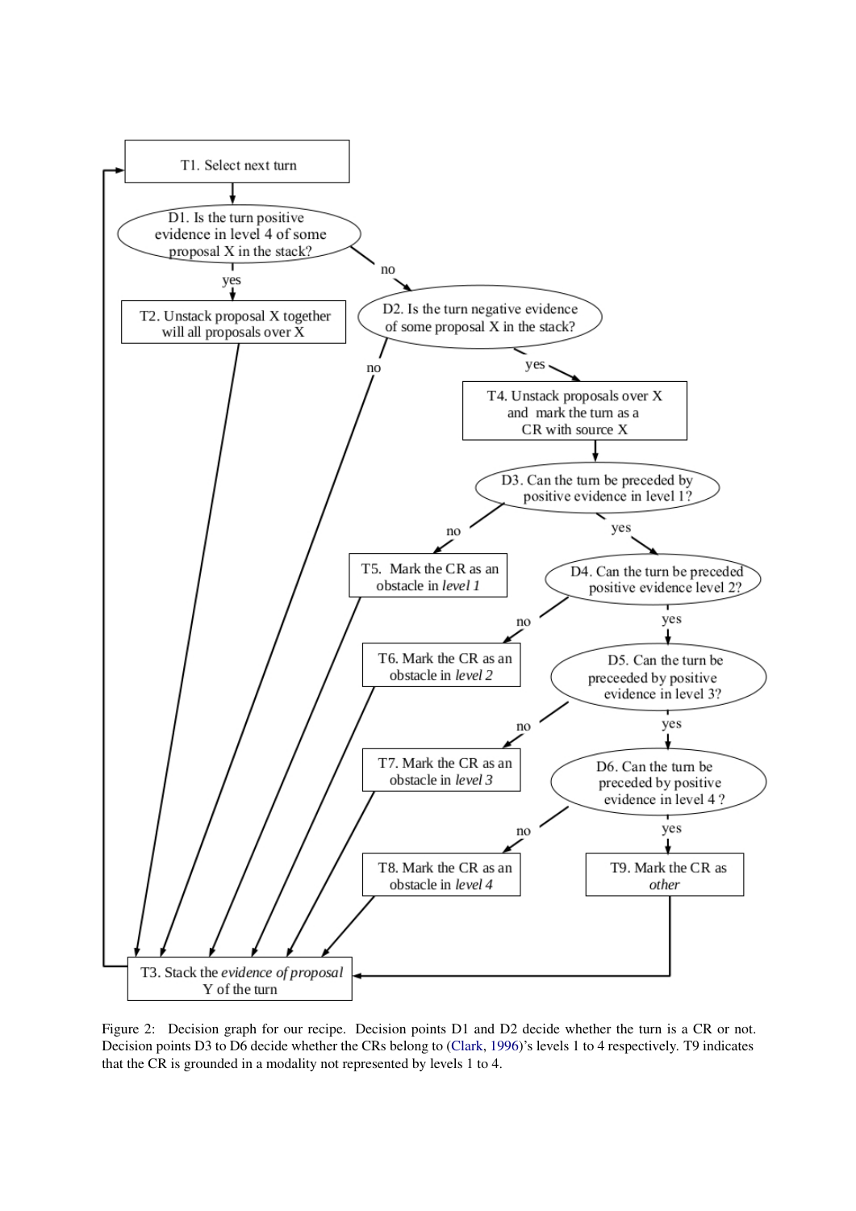T1. Select next turn

D1. Is the turn positive evidence in level 4 of some proposal X in the stack?

yes

no

T2. Unstack proposal X together will all proposals over X

D2. Is the turn negative evidence of some proposal X in the stack?

no

yes

T4. Unstack proposals over X and mark the turn as a CR with source X

D3. Can the turn be preceded by positive evidence in level 1?

no

yes

T5. Mark the CR as an obstacle in *level 1*

D4. Can the turn be preceded positive evidence level 2?

no

yes

T6. Mark the CR as an obstacle in *level 2*

D5. Can the turn be preceeded by positive evidence in level 3?

no

yes

T7. Mark the CR as an obstacle in *level 3*

D6. Can the turn be preceded by positive evidence in level 4 ?

no

yes

T8. Mark the CR as an obstacle in *level 4*

T9. Mark the CR as *other*

T3. Stack the *evidence of proposal* Y of the turn

Figure 2: Decision graph for our recipe. Decision points D1 and D2 decide whether the turn is a CR or not. Decision points D3 to D6 decide whether the CRs belong to (Clark, 1996)'s levels 1 to 4 respectively. T9 indicates that the CR is grounded in a modality not represented by levels 1 to 4.